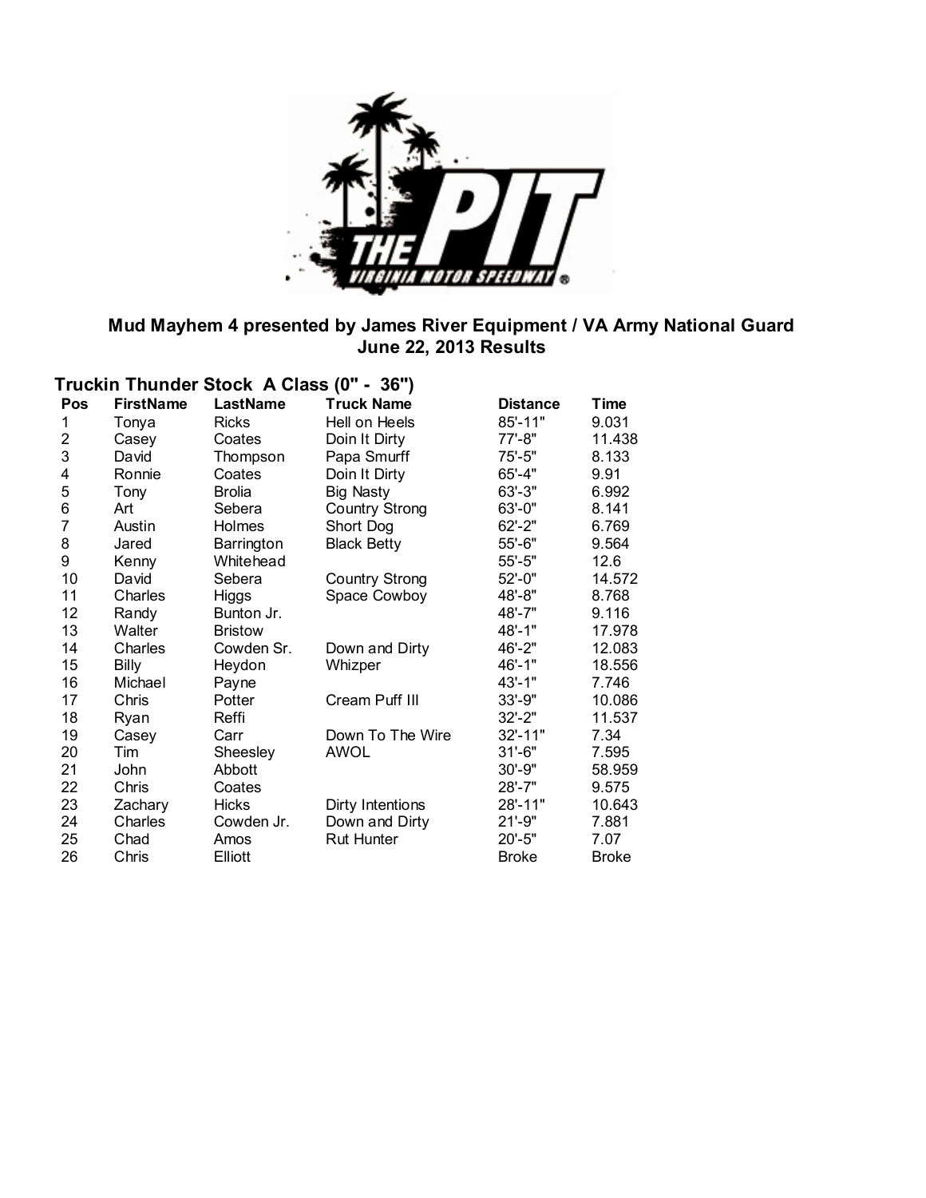**Mud Mayhem 4 presented by James River Equipment / VA Army National Guard**
**June 22, 2013 Results**

## Truckin Thunder Stock A Class (0" - 36")

| Pos | FirstName | LastName | Truck Name | Distance | Time |
|---|---|---|---|---|---|
| 1 | Tonya | Ricks | Hell on Heels | 85'-11" | 9.031 |
| 2 | Casey | Coates | Doin It Dirty | 77'-8" | 11.438 |
| 3 | David | Thompson | Papa Smurff | 75'-5" | 8.133 |
| 4 | Ronnie | Coates | Doin It Dirty | 65'-4" | 9.91 |
| 5 | Tony | Brolia | Big Nasty | 63'-3" | 6.992 |
| 6 | Art | Sebera | Country Strong | 63'-0" | 8.141 |
| 7 | Austin | Holmes | Short Dog | 62'-2" | 6.769 |
| 8 | Jared | Barrington | Black Betty | 55'-6" | 9.564 |
| 9 | Kenny | Whitehead | | 55'-5" | 12.6 |
| 10 | David | Sebera | Country Strong | 52'-0" | 14.572 |
| 11 | Charles | Higgs | Space Cowboy | 48'-8" | 8.768 |
| 12 | Randy | Bunton Jr. | | 48'-7" | 9.116 |
| 13 | Walter | Bristow | | 48'-1" | 17.978 |
| 14 | Charles | Cowden Sr. | Down and Dirty | 46'-2" | 12.083 |
| 15 | Billy | Heydon | Whizper | 46'-1" | 18.556 |
| 16 | Michael | Payne | | 43'-1" | 7.746 |
| 17 | Chris | Potter | Cream Puff III | 33'-9" | 10.086 |
| 18 | Ryan | Reffi | | 32'-2" | 11.537 |
| 19 | Casey | Carr | Down To The Wire | 32'-11" | 7.34 |
| 20 | Tim | Sheesley | AWOL | 31'-6" | 7.595 |
| 21 | John | Abbott | | 30'-9" | 58.959 |
| 22 | Chris | Coates | | 28'-7" | 9.575 |
| 23 | Zachary | Hicks | Dirty Intentions | 28'-11" | 10.643 |
| 24 | Charles | Cowden Jr. | Down and Dirty | 21'-9" | 7.881 |
| 25 | Chad | Amos | Rut Hunter | 20'-5" | 7.07 |
| 26 | Chris | Elliott | | Broke | Broke |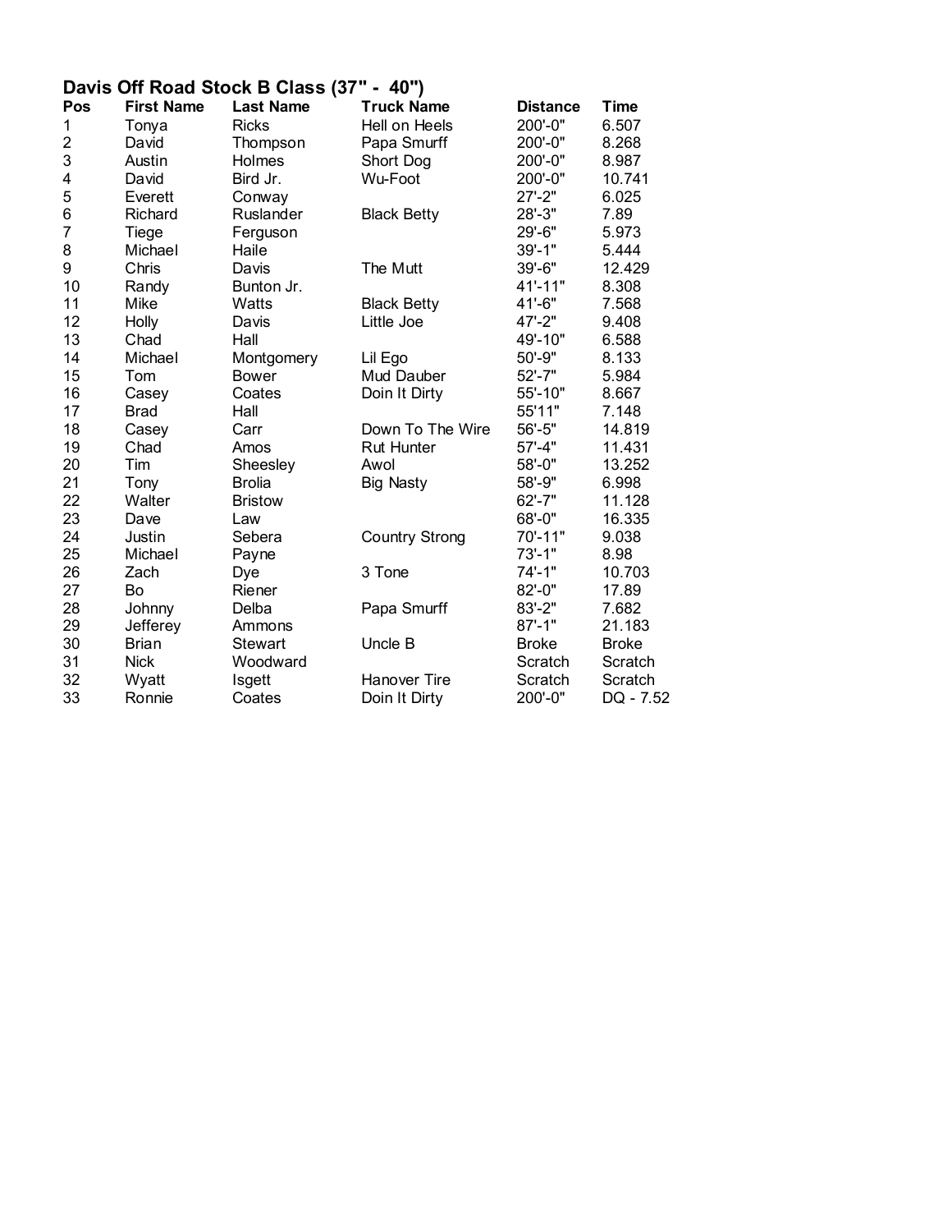## Davis Off Road Stock B Class (37" - 40")

| Pos | First Name | Last Name | Truck Name | Distance | Time |
|---|---|---|---|---|---|
| 1 | Tonya | Ricks | Hell on Heels | 200'-0" | 6.507 |
| 2 | David | Thompson | Papa Smurff | 200'-0" | 8.268 |
| 3 | Austin | Holmes | Short Dog | 200'-0" | 8.987 |
| 4 | David | Bird Jr. | Wu-Foot | 200'-0" | 10.741 |
| 5 | Everett | Conway | | 27'-2" | 6.025 |
| 6 | Richard | Ruslander | Black Betty | 28'-3" | 7.89 |
| 7 | Tiege | Ferguson | | 29'-6" | 5.973 |
| 8 | Michael | Haile | | 39'-1" | 5.444 |
| 9 | Chris | Davis | The Mutt | 39'-6" | 12.429 |
| 10 | Randy | Bunton Jr. | | 41'-11" | 8.308 |
| 11 | Mike | Watts | Black Betty | 41'-6" | 7.568 |
| 12 | Holly | Davis | Little Joe | 47'-2" | 9.408 |
| 13 | Chad | Hall | | 49'-10" | 6.588 |
| 14 | Michael | Montgomery | Lil Ego | 50'-9" | 8.133 |
| 15 | Tom | Bower | Mud Dauber | 52'-7" | 5.984 |
| 16 | Casey | Coates | Doin It Dirty | 55'-10" | 8.667 |
| 17 | Brad | Hall | | 55'11" | 7.148 |
| 18 | Casey | Carr | Down To The Wire | 56'-5" | 14.819 |
| 19 | Chad | Amos | Rut Hunter | 57'-4" | 11.431 |
| 20 | Tim | Sheesley | Awol | 58'-0" | 13.252 |
| 21 | Tony | Brolia | Big Nasty | 58'-9" | 6.998 |
| 22 | Walter | Bristow | | 62'-7" | 11.128 |
| 23 | Dave | Law | | 68'-0" | 16.335 |
| 24 | Justin | Sebera | Country Strong | 70'-11" | 9.038 |
| 25 | Michael | Payne | | 73'-1" | 8.98 |
| 26 | Zach | Dye | 3 Tone | 74'-1" | 10.703 |
| 27 | Bo | Riener | | 82'-0" | 17.89 |
| 28 | Johnny | Delba | Papa Smurff | 83'-2" | 7.682 |
| 29 | Jefferey | Ammons | | 87'-1" | 21.183 |
| 30 | Brian | Stewart | Uncle B | Broke | Broke |
| 31 | Nick | Woodward | | Scratch | Scratch |
| 32 | Wyatt | Isgett | Hanover Tire | Scratch | Scratch |
| 33 | Ronnie | Coates | Doin It Dirty | 200'-0" | DQ - 7.52 |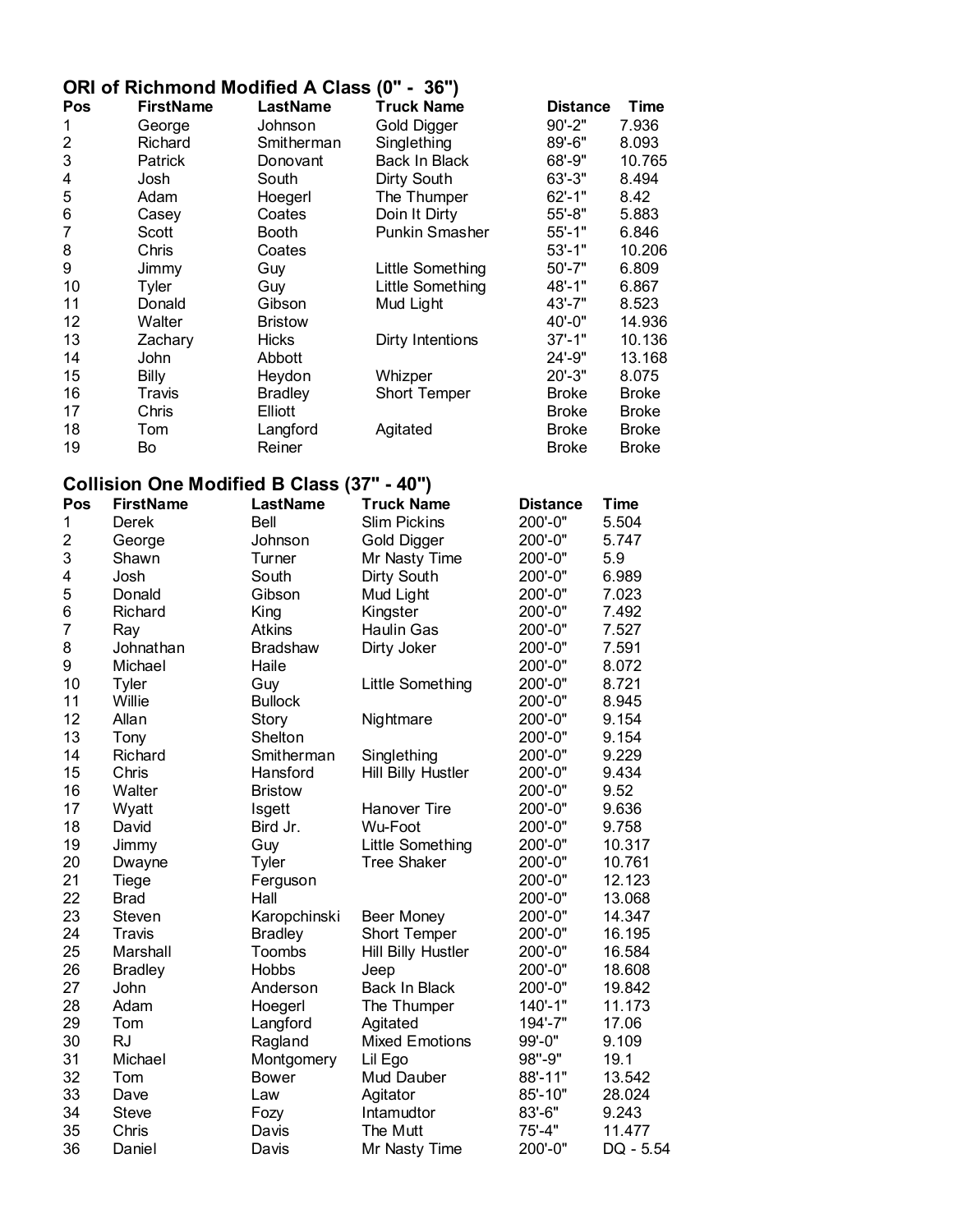## ORI of Richmond Modified A Class (0" - 36")

| Pos | FirstName | LastName | Truck Name | Distance | Time |
|---|---|---|---|---|---|
| 1 | George | Johnson | Gold Digger | 90'-2" | 7.936 |
| 2 | Richard | Smitherman | Singlething | 89'-6" | 8.093 |
| 3 | Patrick | Donovant | Back In Black | 68'-9" | 10.765 |
| 4 | Josh | South | Dirty South | 63'-3" | 8.494 |
| 5 | Adam | Hoegerl | The Thumper | 62'-1" | 8.42 |
| 6 | Casey | Coates | Doin It Dirty | 55'-8" | 5.883 |
| 7 | Scott | Booth | Punkin Smasher | 55'-1" | 6.846 |
| 8 | Chris | Coates | | 53'-1" | 10.206 |
| 9 | Jimmy | Guy | Little Something | 50'-7" | 6.809 |
| 10 | Tyler | Guy | Little Something | 48'-1" | 6.867 |
| 11 | Donald | Gibson | Mud Light | 43'-7" | 8.523 |
| 12 | Walter | Bristow | | 40'-0" | 14.936 |
| 13 | Zachary | Hicks | Dirty Intentions | 37'-1" | 10.136 |
| 14 | John | Abbott | | 24'-9" | 13.168 |
| 15 | Billy | Heydon | Whizper | 20'-3" | 8.075 |
| 16 | Travis | Bradley | Short Temper | Broke | Broke |
| 17 | Chris | Elliott | | Broke | Broke |
| 18 | Tom | Langford | Agitated | Broke | Broke |
| 19 | Bo | Reiner | | Broke | Broke |

## Collision One Modified B Class (37" - 40")

| Pos | FirstName | LastName | Truck Name | Distance | Time |
|---|---|---|---|---|---|
| 1 | Derek | Bell | Slim Pickins | 200'-0" | 5.504 |
| 2 | George | Johnson | Gold Digger | 200'-0" | 5.747 |
| 3 | Shawn | Turner | Mr Nasty Time | 200'-0" | 5.9 |
| 4 | Josh | South | Dirty South | 200'-0" | 6.989 |
| 5 | Donald | Gibson | Mud Light | 200'-0" | 7.023 |
| 6 | Richard | King | Kingster | 200'-0" | 7.492 |
| 7 | Ray | Atkins | Haulin Gas | 200'-0" | 7.527 |
| 8 | Johnathan | Bradshaw | Dirty Joker | 200'-0" | 7.591 |
| 9 | Michael | Haile | | 200'-0" | 8.072 |
| 10 | Tyler | Guy | Little Something | 200'-0" | 8.721 |
| 11 | Willie | Bullock | | 200'-0" | 8.945 |
| 12 | Allan | Story | Nightmare | 200'-0" | 9.154 |
| 13 | Tony | Shelton | | 200'-0" | 9.154 |
| 14 | Richard | Smitherman | Singlething | 200'-0" | 9.229 |
| 15 | Chris | Hansford | Hill Billy Hustler | 200'-0" | 9.434 |
| 16 | Walter | Bristow | | 200'-0" | 9.52 |
| 17 | Wyatt | Isgett | Hanover Tire | 200'-0" | 9.636 |
| 18 | David | Bird Jr. | Wu-Foot | 200'-0" | 9.758 |
| 19 | Jimmy | Guy | Little Something | 200'-0" | 10.317 |
| 20 | Dwayne | Tyler | Tree Shaker | 200'-0" | 10.761 |
| 21 | Tiege | Ferguson | | 200'-0" | 12.123 |
| 22 | Brad | Hall | | 200'-0" | 13.068 |
| 23 | Steven | Karopchinski | Beer Money | 200'-0" | 14.347 |
| 24 | Travis | Bradley | Short Temper | 200'-0" | 16.195 |
| 25 | Marshall | Toombs | Hill Billy Hustler | 200'-0" | 16.584 |
| 26 | Bradley | Hobbs | Jeep | 200'-0" | 18.608 |
| 27 | John | Anderson | Back In Black | 200'-0" | 19.842 |
| 28 | Adam | Hoegerl | The Thumper | 140'-1" | 11.173 |
| 29 | Tom | Langford | Agitated | 194'-7" | 17.06 |
| 30 | RJ | Ragland | Mixed Emotions | 99'-0" | 9.109 |
| 31 | Michael | Montgomery | Lil Ego | 98''-9" | 19.1 |
| 32 | Tom | Bower | Mud Dauber | 88'-11" | 13.542 |
| 33 | Dave | Law | Agitator | 85'-10" | 28.024 |
| 34 | Steve | Fozy | Intamudtor | 83'-6" | 9.243 |
| 35 | Chris | Davis | The Mutt | 75'-4" | 11.477 |
| 36 | Daniel | Davis | Mr Nasty Time | 200'-0" | DQ - 5.54 |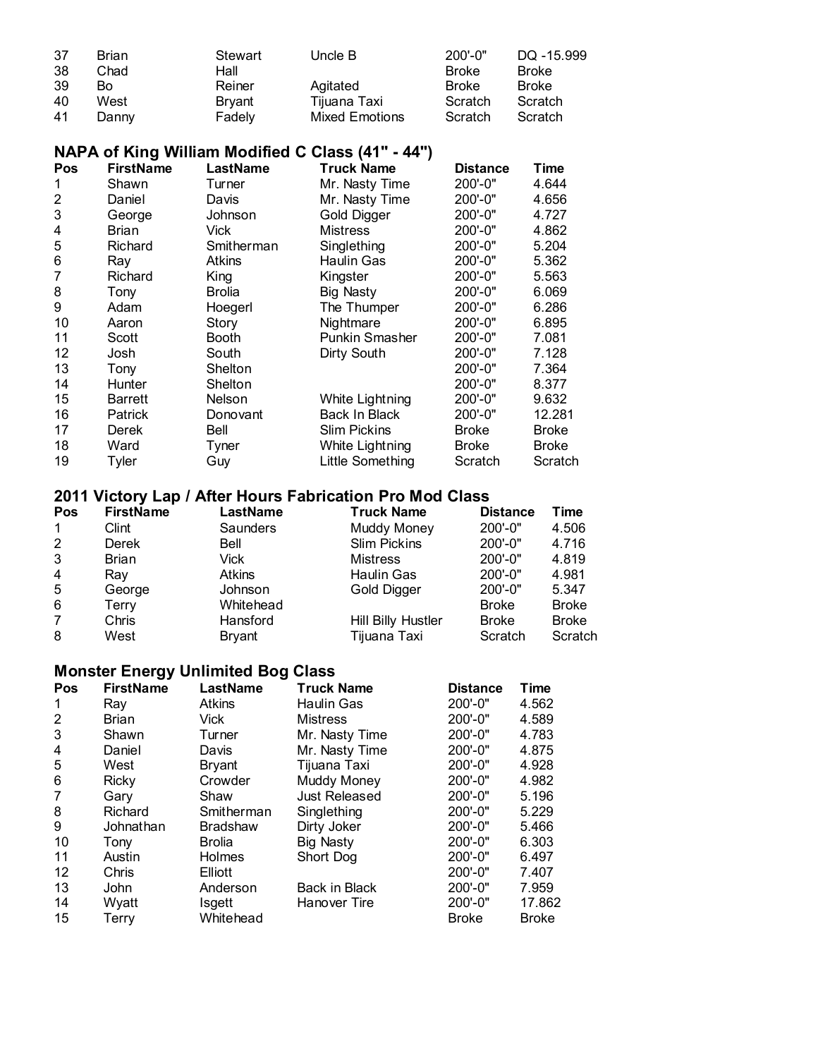| Pos | FirstName | LastName | Truck Name | Distance | Time |
|---|---|---|---|---|---|
| 37 | Brian | Stewart | Uncle B | 200'-0" | DQ -15.999 |
| 38 | Chad | Hall | | Broke | Broke |
| 39 | Bo | Reiner | Agitated | Broke | Broke |
| 40 | West | Bryant | Tijuana Taxi | Scratch | Scratch |
| 41 | Danny | Fadely | Mixed Emotions | Scratch | Scratch |

## NAPA of King William Modified C Class (41" - 44")

| Pos | FirstName | LastName | Truck Name | Distance | Time |
|---|---|---|---|---|---|
| 1 | Shawn | Turner | Mr. Nasty Time | 200'-0" | 4.644 |
| 2 | Daniel | Davis | Mr. Nasty Time | 200'-0" | 4.656 |
| 3 | George | Johnson | Gold Digger | 200'-0" | 4.727 |
| 4 | Brian | Vick | Mistress | 200'-0" | 4.862 |
| 5 | Richard | Smitherman | Singlething | 200'-0" | 5.204 |
| 6 | Ray | Atkins | Haulin Gas | 200'-0" | 5.362 |
| 7 | Richard | King | Kingster | 200'-0" | 5.563 |
| 8 | Tony | Brolia | Big Nasty | 200'-0" | 6.069 |
| 9 | Adam | Hoegerl | The Thumper | 200'-0" | 6.286 |
| 10 | Aaron | Story | Nightmare | 200'-0" | 6.895 |
| 11 | Scott | Booth | Punkin Smasher | 200'-0" | 7.081 |
| 12 | Josh | South | Dirty South | 200'-0" | 7.128 |
| 13 | Tony | Shelton | | 200'-0" | 7.364 |
| 14 | Hunter | Shelton | | 200'-0" | 8.377 |
| 15 | Barrett | Nelson | White Lightning | 200'-0" | 9.632 |
| 16 | Patrick | Donovant | Back In Black | 200'-0" | 12.281 |
| 17 | Derek | Bell | Slim Pickins | Broke | Broke |
| 18 | Ward | Tyner | White Lightning | Broke | Broke |
| 19 | Tyler | Guy | Little Something | Scratch | Scratch |

## 2011 Victory Lap / After Hours Fabrication Pro Mod Class

| Pos | FirstName | LastName | Truck Name | Distance | Time |
|---|---|---|---|---|---|
| 1 | Clint | Saunders | Muddy Money | 200'-0" | 4.506 |
| 2 | Derek | Bell | Slim Pickins | 200'-0" | 4.716 |
| 3 | Brian | Vick | Mistress | 200'-0" | 4.819 |
| 4 | Ray | Atkins | Haulin Gas | 200'-0" | 4.981 |
| 5 | George | Johnson | Gold Digger | 200'-0" | 5.347 |
| 6 | Terry | Whitehead | | Broke | Broke |
| 7 | Chris | Hansford | Hill Billy Hustler | Broke | Broke |
| 8 | West | Bryant | Tijuana Taxi | Scratch | Scratch |

## Monster Energy Unlimited Bog Class

| Pos | FirstName | LastName | Truck Name | Distance | Time |
|---|---|---|---|---|---|
| 1 | Ray | Atkins | Haulin Gas | 200'-0" | 4.562 |
| 2 | Brian | Vick | Mistress | 200'-0" | 4.589 |
| 3 | Shawn | Turner | Mr. Nasty Time | 200'-0" | 4.783 |
| 4 | Daniel | Davis | Mr. Nasty Time | 200'-0" | 4.875 |
| 5 | West | Bryant | Tijuana Taxi | 200'-0" | 4.928 |
| 6 | Ricky | Crowder | Muddy Money | 200'-0" | 4.982 |
| 7 | Gary | Shaw | Just Released | 200'-0" | 5.196 |
| 8 | Richard | Smitherman | Singlething | 200'-0" | 5.229 |
| 9 | Johnathan | Bradshaw | Dirty Joker | 200'-0" | 5.466 |
| 10 | Tony | Brolia | Big Nasty | 200'-0" | 6.303 |
| 11 | Austin | Holmes | Short Dog | 200'-0" | 6.497 |
| 12 | Chris | Elliott | | 200'-0" | 7.407 |
| 13 | John | Anderson | Back in Black | 200'-0" | 7.959 |
| 14 | Wyatt | Isgett | Hanover Tire | 200'-0" | 17.862 |
| 15 | Terry | Whitehead | | Broke | Broke |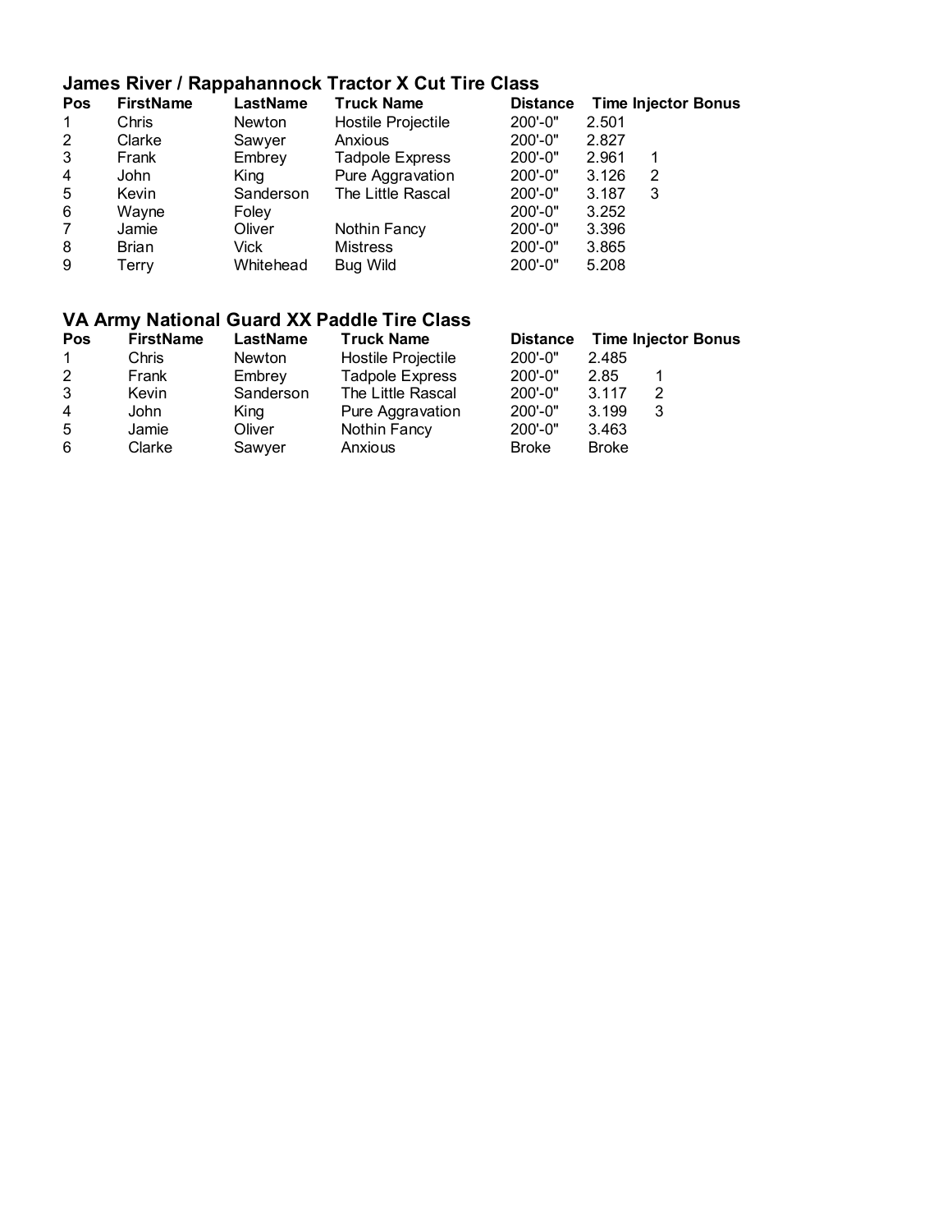### James River / Rappahannock Tractor X Cut Tire Class

| Pos | FirstName | LastName | Truck Name | Distance | Time | Injector Bonus |
|---|---|---|---|---|---|---|
| 1 | Chris | Newton | Hostile Projectile | 200'-0" | 2.501 | |
| 2 | Clarke | Sawyer | Anxious | 200'-0" | 2.827 | |
| 3 | Frank | Embrey | Tadpole Express | 200'-0" | 2.961 | 1 |
| 4 | John | King | Pure Aggravation | 200'-0" | 3.126 | 2 |
| 5 | Kevin | Sanderson | The Little Rascal | 200'-0" | 3.187 | 3 |
| 6 | Wayne | Foley | | 200'-0" | 3.252 | |
| 7 | Jamie | Oliver | Nothin Fancy | 200'-0" | 3.396 | |
| 8 | Brian | Vick | Mistress | 200'-0" | 3.865 | |
| 9 | Terry | Whitehead | Bug Wild | 200'-0" | 5.208 | |

### VA Army National Guard XX Paddle Tire Class

| Pos | FirstName | LastName | Truck Name | Distance | Time | Injector Bonus |
|---|---|---|---|---|---|---|
| 1 | Chris | Newton | Hostile Projectile | 200'-0" | 2.485 | |
| 2 | Frank | Embrey | Tadpole Express | 200'-0" | 2.85 | 1 |
| 3 | Kevin | Sanderson | The Little Rascal | 200'-0" | 3.117 | 2 |
| 4 | John | King | Pure Aggravation | 200'-0" | 3.199 | 3 |
| 5 | Jamie | Oliver | Nothin Fancy | 200'-0" | 3.463 | |
| 6 | Clarke | Sawyer | Anxious | Broke | Broke | |